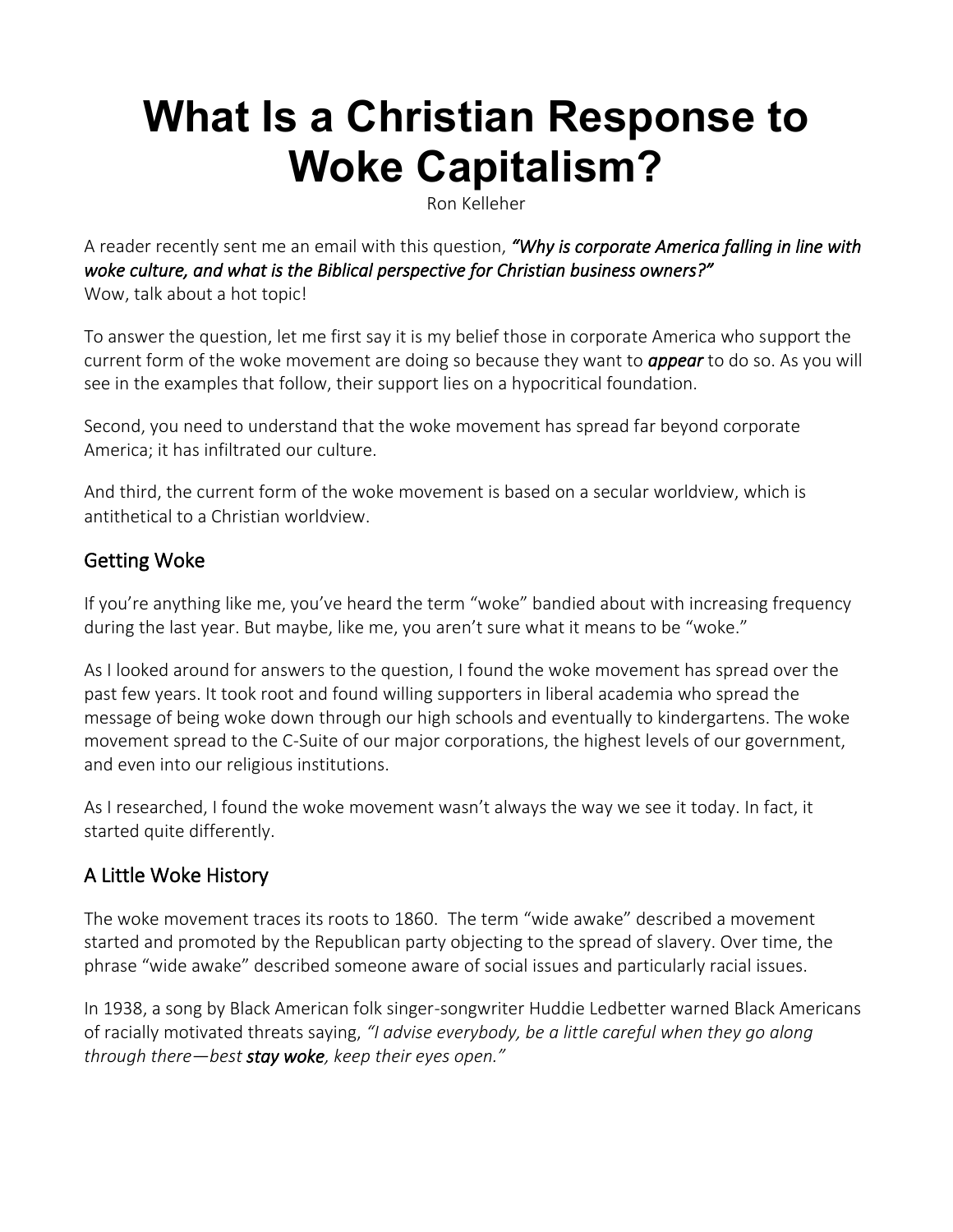# What Is a Christian Response to Woke Capitalism?

Ron Kelleher

A reader recently sent me an email with this question, ***"Why is corporate America falling in line with woke culture, and what is the Biblical perspective for Christian business owners?"***
Wow, talk about a hot topic!

To answer the question, let me first say it is my belief those in corporate America who support the current form of the woke movement are doing so because they want to ***appear*** to do so. As you will see in the examples that follow, their support lies on a hypocritical foundation.

Second, you need to understand that the woke movement has spread far beyond corporate America; it has infiltrated our culture.

And third, the current form of the woke movement is based on a secular worldview, which is antithetical to a Christian worldview.

## Getting Woke

If you're anything like me, you've heard the term "woke" bandied about with increasing frequency during the last year. But maybe, like me, you aren't sure what it means to be "woke."

As I looked around for answers to the question, I found the woke movement has spread over the past few years. It took root and found willing supporters in liberal academia who spread the message of being woke down through our high schools and eventually to kindergartens. The woke movement spread to the C-Suite of our major corporations, the highest levels of our government, and even into our religious institutions.

As I researched, I found the woke movement wasn't always the way we see it today. In fact, it started quite differently.

## A Little Woke History

The woke movement traces its roots to 1860. The term "wide awake" described a movement started and promoted by the Republican party objecting to the spread of slavery. Over time, the phrase "wide awake" described someone aware of social issues and particularly racial issues.

In 1938, a song by Black American folk singer-songwriter Huddie Ledbetter warned Black Americans of racially motivated threats saying, *"I advise everybody, be a little careful when they go along through there—best **stay woke**, keep their eyes open."*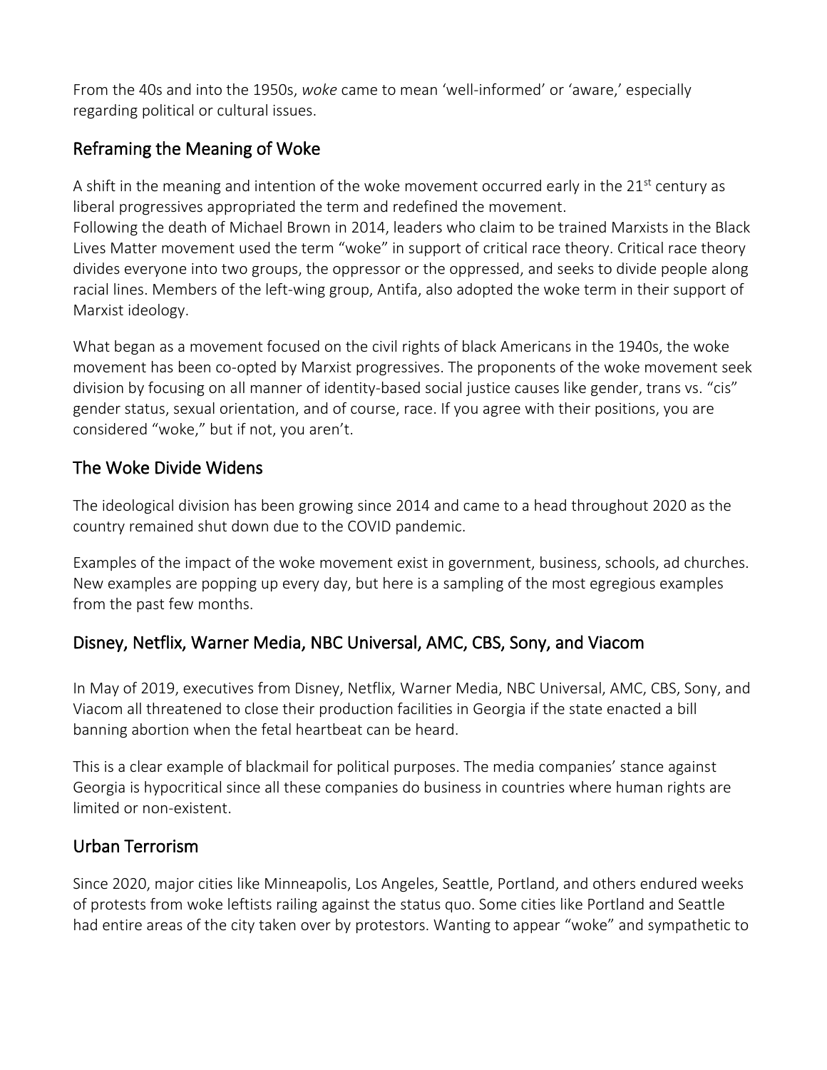From the 40s and into the 1950s, *woke* came to mean 'well-informed' or 'aware,' especially regarding political or cultural issues.

## Reframing the Meaning of Woke

A shift in the meaning and intention of the woke movement occurred early in the 21st century as liberal progressives appropriated the term and redefined the movement.
Following the death of Michael Brown in 2014, leaders who claim to be trained Marxists in the Black Lives Matter movement used the term "woke" in support of critical race theory. Critical race theory divides everyone into two groups, the oppressor or the oppressed, and seeks to divide people along racial lines. Members of the left-wing group, Antifa, also adopted the woke term in their support of Marxist ideology.

What began as a movement focused on the civil rights of black Americans in the 1940s, the woke movement has been co-opted by Marxist progressives. The proponents of the woke movement seek division by focusing on all manner of identity-based social justice causes like gender, trans vs. "cis" gender status, sexual orientation, and of course, race. If you agree with their positions, you are considered "woke," but if not, you aren't.

## The Woke Divide Widens

The ideological division has been growing since 2014 and came to a head throughout 2020 as the country remained shut down due to the COVID pandemic.

Examples of the impact of the woke movement exist in government, business, schools, ad churches. New examples are popping up every day, but here is a sampling of the most egregious examples from the past few months.

## Disney, Netflix, Warner Media, NBC Universal, AMC, CBS, Sony, and Viacom

In May of 2019, executives from Disney, Netflix, Warner Media, NBC Universal, AMC, CBS, Sony, and Viacom all threatened to close their production facilities in Georgia if the state enacted a bill banning abortion when the fetal heartbeat can be heard.

This is a clear example of blackmail for political purposes. The media companies' stance against Georgia is hypocritical since all these companies do business in countries where human rights are limited or non-existent.

## Urban Terrorism

Since 2020, major cities like Minneapolis, Los Angeles, Seattle, Portland, and others endured weeks of protests from woke leftists railing against the status quo. Some cities like Portland and Seattle had entire areas of the city taken over by protestors. Wanting to appear "woke" and sympathetic to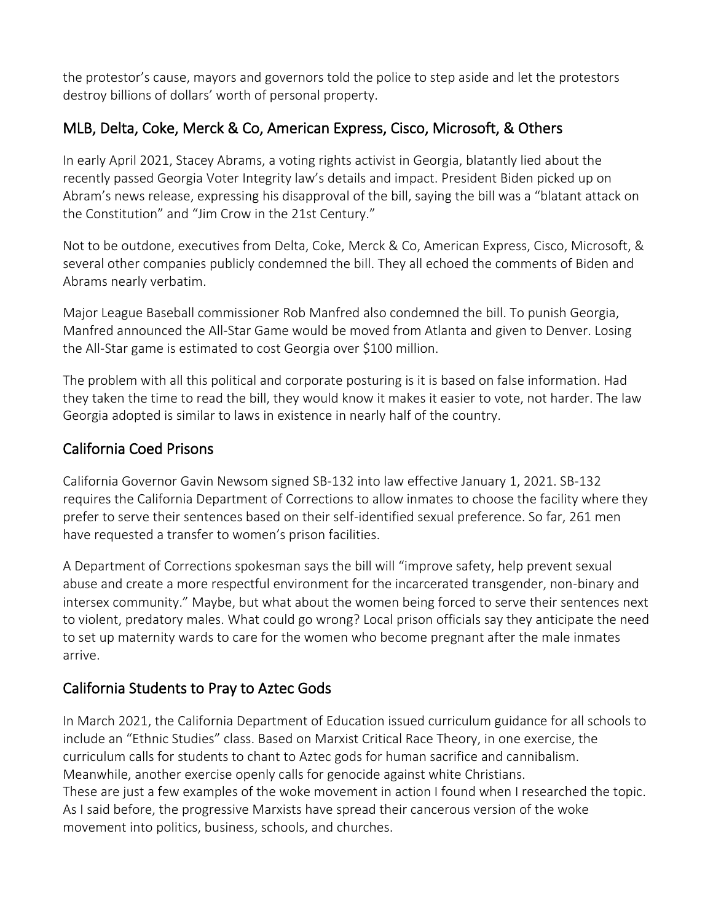the protestor's cause, mayors and governors told the police to step aside and let the protestors destroy billions of dollars' worth of personal property.

## MLB, Delta, Coke, Merck & Co, American Express, Cisco, Microsoft, & Others

In early April 2021, Stacey Abrams, a voting rights activist in Georgia, blatantly lied about the recently passed Georgia Voter Integrity law's details and impact. President Biden picked up on Abram's news release, expressing his disapproval of the bill, saying the bill was a "blatant attack on the Constitution" and "Jim Crow in the 21st Century."

Not to be outdone, executives from Delta, Coke, Merck & Co, American Express, Cisco, Microsoft, & several other companies publicly condemned the bill. They all echoed the comments of Biden and Abrams nearly verbatim.

Major League Baseball commissioner Rob Manfred also condemned the bill. To punish Georgia, Manfred announced the All-Star Game would be moved from Atlanta and given to Denver. Losing the All-Star game is estimated to cost Georgia over $100 million.

The problem with all this political and corporate posturing is it is based on false information. Had they taken the time to read the bill, they would know it makes it easier to vote, not harder. The law Georgia adopted is similar to laws in existence in nearly half of the country.

## California Coed Prisons

California Governor Gavin Newsom signed SB-132 into law effective January 1, 2021. SB-132 requires the California Department of Corrections to allow inmates to choose the facility where they prefer to serve their sentences based on their self-identified sexual preference. So far, 261 men have requested a transfer to women's prison facilities.

A Department of Corrections spokesman says the bill will "improve safety, help prevent sexual abuse and create a more respectful environment for the incarcerated transgender, non-binary and intersex community." Maybe, but what about the women being forced to serve their sentences next to violent, predatory males. What could go wrong? Local prison officials say they anticipate the need to set up maternity wards to care for the women who become pregnant after the male inmates arrive.

## California Students to Pray to Aztec Gods

In March 2021, the California Department of Education issued curriculum guidance for all schools to include an "Ethnic Studies" class. Based on Marxist Critical Race Theory, in one exercise, the curriculum calls for students to chant to Aztec gods for human sacrifice and cannibalism. Meanwhile, another exercise openly calls for genocide against white Christians.
These are just a few examples of the woke movement in action I found when I researched the topic. As I said before, the progressive Marxists have spread their cancerous version of the woke movement into politics, business, schools, and churches.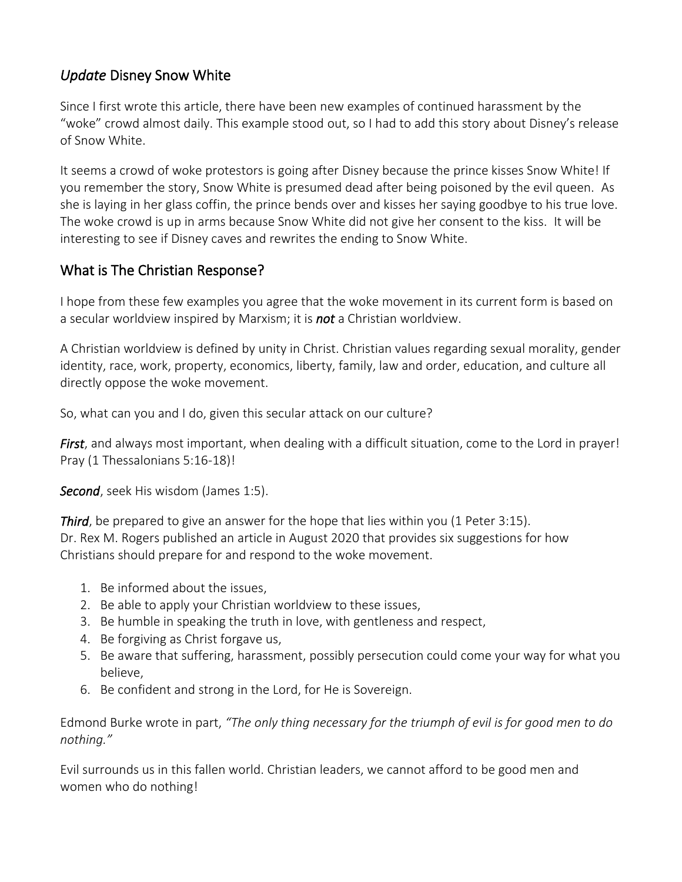## *Update* Disney Snow White

Since I first wrote this article, there have been new examples of continued harassment by the "woke" crowd almost daily. This example stood out, so I had to add this story about Disney's release of Snow White.

It seems a crowd of woke protestors is going after Disney because the prince kisses Snow White! If you remember the story, Snow White is presumed dead after being poisoned by the evil queen. As she is laying in her glass coffin, the prince bends over and kisses her saying goodbye to his true love. The woke crowd is up in arms because Snow White did not give her consent to the kiss. It will be interesting to see if Disney caves and rewrites the ending to Snow White.

## What is The Christian Response?

I hope from these few examples you agree that the woke movement in its current form is based on a secular worldview inspired by Marxism; it is ***not*** a Christian worldview.

A Christian worldview is defined by unity in Christ. Christian values regarding sexual morality, gender identity, race, work, property, economics, liberty, family, law and order, education, and culture all directly oppose the woke movement.

So, what can you and I do, given this secular attack on our culture?

***First***, and always most important, when dealing with a difficult situation, come to the Lord in prayer! Pray (1 Thessalonians 5:16-18)!

***Second***, seek His wisdom (James 1:5).

***Third***, be prepared to give an answer for the hope that lies within you (1 Peter 3:15).
Dr. Rex M. Rogers published an article in August 2020 that provides six suggestions for how Christians should prepare for and respond to the woke movement.

1. Be informed about the issues,
2. Be able to apply your Christian worldview to these issues,
3. Be humble in speaking the truth in love, with gentleness and respect,
4. Be forgiving as Christ forgave us,
5. Be aware that suffering, harassment, possibly persecution could come your way for what you believe,
6. Be confident and strong in the Lord, for He is Sovereign.

Edmond Burke wrote in part, *"The only thing necessary for the triumph of evil is for good men to do nothing."*

Evil surrounds us in this fallen world. Christian leaders, we cannot afford to be good men and women who do nothing!